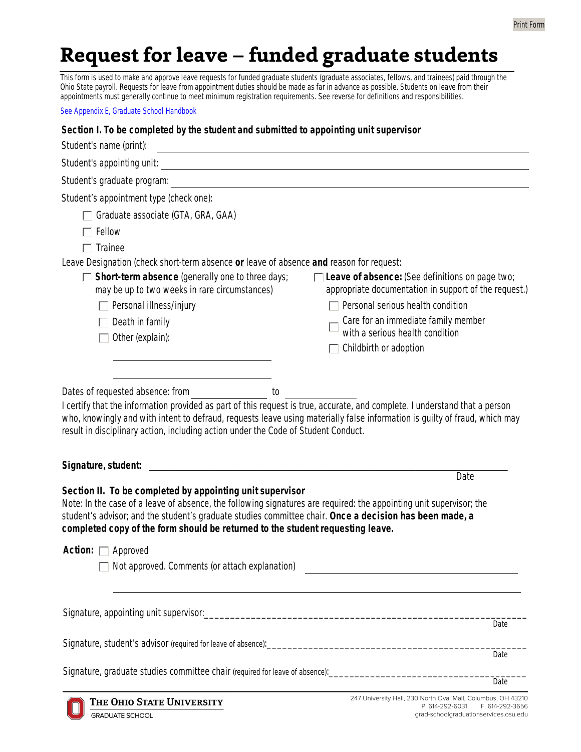# Request for leave – funded graduate students

This form is used to make and approve leave requests for funded graduate students (graduate associates, fellows, and trainees) paid through the Ohio State payroll. Requests for leave from appointment duties should be made as far in advance as possible. Students on leave from their appointments must generally continue to meet minimum registration requirements. See reverse for definitions and responsibilities.

See Appendix E, Graduate School Handbook

**Section I. To be completed by the student and submitted to appointing unit supervisor**

Student's name (print): ______________________________

Student's appointing unit: ______________________________

Student's graduate program: ______________________________

Student's appointment type (check one):

- ☐ Graduate associate (GTA, GRA, GAA)
- ☐ Fellow
- ☐ Trainee

Leave Designation (check short-term absence **or** leave of absence **and** reason for request:

- ☐ **Short-term absence** (generally one to three days; may be up to two weeks in rare circumstances)
  - ☐ Personal illness/injury
  - ☐ Death in family
  - ☐ Other (explain): ______________________________

- ☐ **Leave of absence:** (See definitions on page two; appropriate documentation in support of the request.)
  - ☐ Personal serious health condition
  - ☐ Care for an immediate family member with a serious health condition
  - ☐ Childbirth or adoption

Dates of requested absence: from ______________ to ______________

I certify that the information provided as part of this request is true, accurate, and complete. I understand that a person who, knowingly and with intent to defraud, requests leave using materially false information is guilty of fraud, which may result in disciplinary action, including action under the Code of Student Conduct.

**Signature, student:** ______________________________ Date

**Section II. To be completed by appointing unit supervisor**

Note: In the case of a leave of absence, the following signatures are required: the appointing unit supervisor; the student's advisor; and the student's graduate studies committee chair. **Once a decision has been made, a completed copy of the form should be returned to the student requesting leave.**

**Action:**
- ☐ Approved
- ☐ Not approved. Comments (or attach explanation) ______________________________

Signature, appointing unit supervisor: ______________________________ Date

Signature, student's advisor (required for leave of absence): ______________________________ Date

Signature, graduate studies committee chair (required for leave of absence): ______________________________ Date

The Ohio State University
Graduate School

247 University Hall, 230 North Oval Mall, Columbus, OH 43210
P. 614-292-6031 F. 614-292-3656
grad-schoolgraduationservices.osu.edu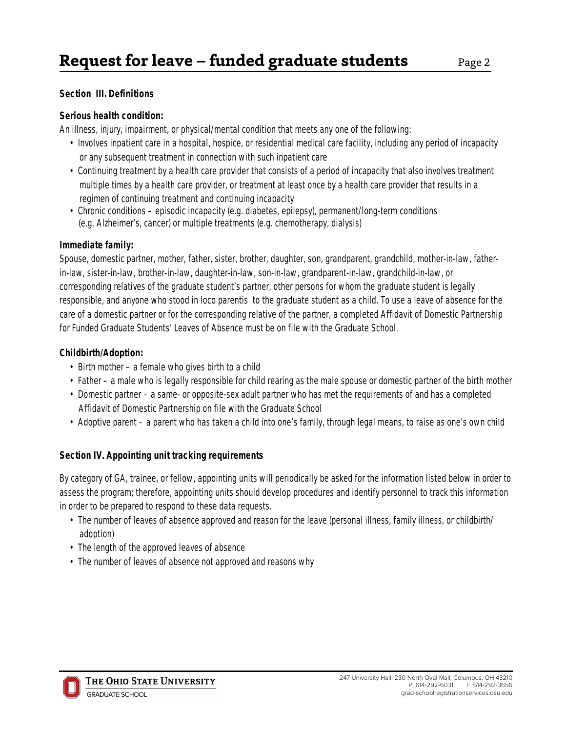# Request for leave – funded graduate students

## Section III. Definitions

**Serious health condition:**

An illness, injury, impairment, or physical/mental condition that meets any one of the following:

- Involves inpatient care in a hospital, hospice, or residential medical care facility, including any period of incapacity or any subsequent treatment in connection with such inpatient care
- Continuing treatment by a health care provider that consists of a period of incapacity that also involves treatment multiple times by a health care provider, or treatment at least once by a health care provider that results in a regimen of continuing treatment and continuing incapacity
- Chronic conditions – episodic incapacity (e.g. diabetes, epilepsy), permanent/long-term conditions (e.g. Alzheimer's, cancer) or multiple treatments (e.g. chemotherapy, dialysis)

**Immediate family:**

Spouse, domestic partner, mother, father, sister, brother, daughter, son, grandparent, grandchild, mother-in-law, father-in-law, sister-in-law, brother-in-law, daughter-in-law, son-in-law, grandparent-in-law, grandchild-in-law, or corresponding relatives of the graduate student's partner, other persons for whom the graduate student is legally responsible, and anyone who stood in loco parentis to the graduate student as a child. To use a leave of absence for the care of a domestic partner or for the corresponding relative of the partner, a completed Affidavit of Domestic Partnership for Funded Graduate Students' Leaves of Absence must be on file with the Graduate School.

**Childbirth/Adoption:**

- Birth mother – a female who gives birth to a child
- Father – a male who is legally responsible for child rearing as the male spouse or domestic partner of the birth mother
- Domestic partner – a same- or opposite-sex adult partner who has met the requirements of and has a completed Affidavit of Domestic Partnership on file with the Graduate School
- Adoptive parent – a parent who has taken a child into one's family, through legal means, to raise as one's own child

## Section IV. Appointing unit tracking requirements

By category of GA, trainee, or fellow, appointing units will periodically be asked for the information listed below in order to assess the program; therefore, appointing units should develop procedures and identify personnel to track this information in order to be prepared to respond to these data requests.

- The number of leaves of absence approved and reason for the leave (personal illness, family illness, or childbirth/ adoption)
- The length of the approved leaves of absence
- The number of leaves of absence not approved and reasons why

The Ohio State University
Graduate School

247 University Hall, 230 North Oval Mall, Columbus, OH 43210
P. 614-292-6031 F. 614-292-3656
grad-schoolregistrationservices.osu.edu